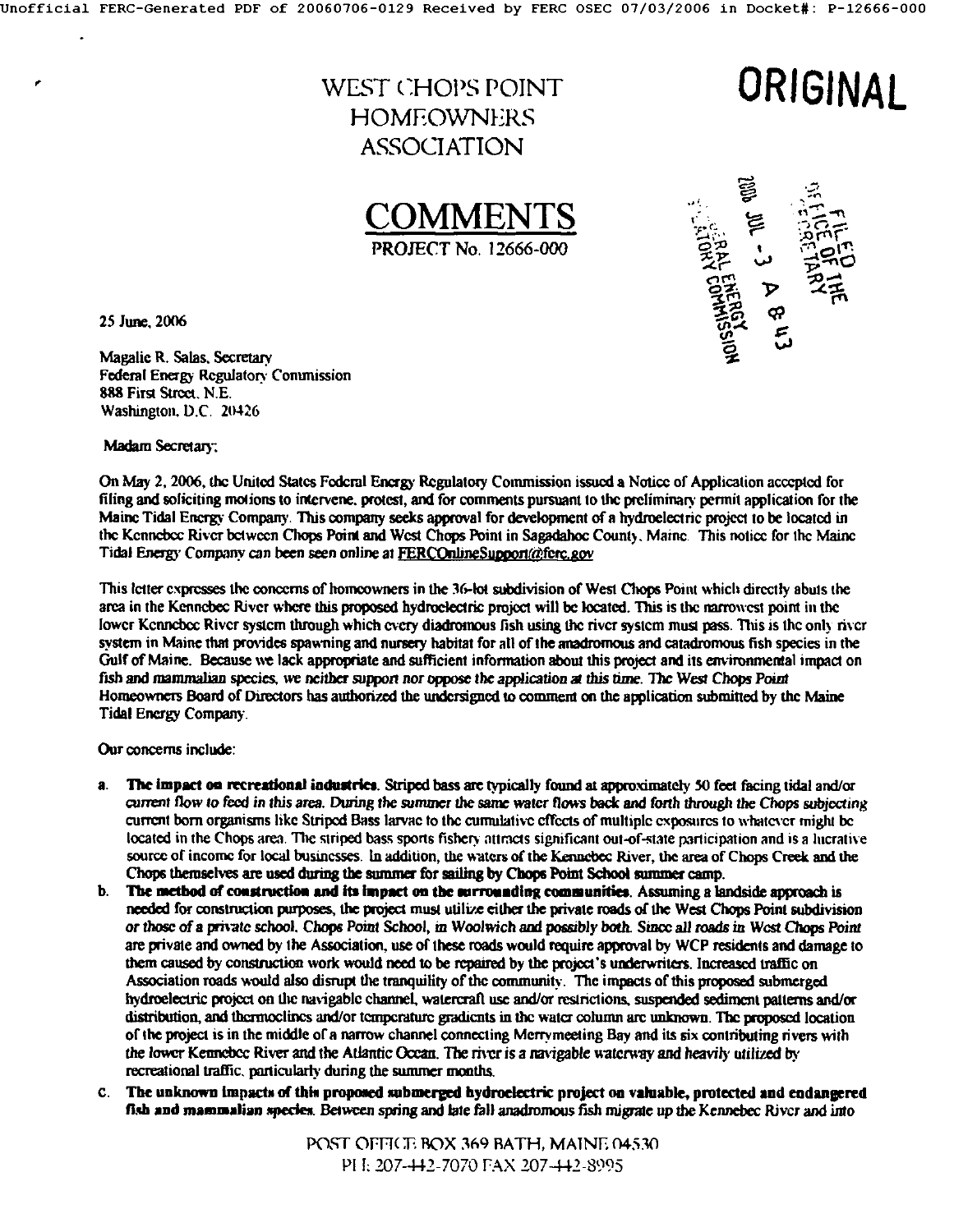WEST CHOPS POINT HOMEOWNERS ASSOCIATION

**ORIGINAL**

# COMMENTS

PROJECT No. 12666-000

FILED OFFICE OF THE SECRETARY
2006 JUL -3 A 8:43
FEDERAL ENERGY REGULATORY COMMISSION

25 June, 2006

Magalie R. Salas, Secretary
Federal Energy Regulatory Commission
888 First Street, N.E.
Washington, D.C. 20426

Madam Secretary:

On May 2, 2006, the United States Federal Energy Regulatory Commission issued a Notice of Application accepted for filing and soliciting motions to intervene, protest, and for comments pursuant to the preliminary permit application for the Maine Tidal Energy Company. This company seeks approval for development of a hydroelectric project to be located in the Kennebec River between Chops Point and West Chops Point in Sagadahoc County, Maine. This notice for the Maine Tidal Energy Company can been seen online at FERCOnlineSupport@ferc.gov

This letter expresses the concerns of homeowners in the 36-lot subdivision of West Chops Point which directly abuts the area in the Kennebec River where this proposed hydroelectric project will be located. This is the narrowest point in the lower Kennebec River system through which every diadromous fish using the river system must pass. This is the only river system in Maine that provides spawning and nursery habitat for all of the anadromous and catadromous fish species in the Gulf of Maine. Because we lack appropriate and sufficient information about this project and its environmental impact on fish and mammalian species, *we neither support nor oppose the application at this time*. The West Chops Point Homeowners Board of Directors has authorized the undersigned to comment on the application submitted by the Maine Tidal Energy Company.

Our concerns include:

a. **The impact on recreational industries.** Striped bass are typically found at approximately 50 feet facing tidal and/or current flow to feed in this area. During the summer the same water flows back and forth through the Chops subjecting current born organisms like Striped Bass larvae to the cumulative effects of multiple exposures to whatever might be located in the Chops area. The striped bass sports fishery attracts significant out-of-state participation and is a lucrative source of income for local businesses. In addition, the waters of the Kennebec River, the area of Chops Creek and the Chops themselves are used during the summer for sailing by Chops Point School summer camp.

b. **The method of construction and its impact on the surrounding communities.** Assuming a landside approach is needed for construction purposes, the project must utilize either the private roads of the West Chops Point subdivision or those of a private school, Chops Point School, in Woolwich and possibly both. Since all roads in West Chops Point are private and owned by the Association, use of these roads would require approval by WCP residents and damage to them caused by construction work would need to be repaired by the project's underwriters. Increased traffic on Association roads would also disrupt the tranquility of the community. The impacts of this proposed submerged hydroelectric project on the navigable channel, watercraft use and/or restrictions, suspended sediment patterns and/or distribution, and thermoclines and/or temperature gradients in the water column are unknown. The proposed location of the project is in the middle of a narrow channel connecting Merrymeeting Bay and its six contributing rivers with the lower Kennebec River and the Atlantic Ocean. The river is a navigable waterway and heavily utilized by recreational traffic, particularly during the summer months.

c. **The unknown impacts of this proposed submerged hydroelectric project on valuable, protected and endangered fish and mammalian species.** Between spring and late fall anadromous fish migrate up the Kennebec River and into

POST OFFICE BOX 369 BATH, MAINE 04530
PH: 207-442-7070 FAX 207-442-8995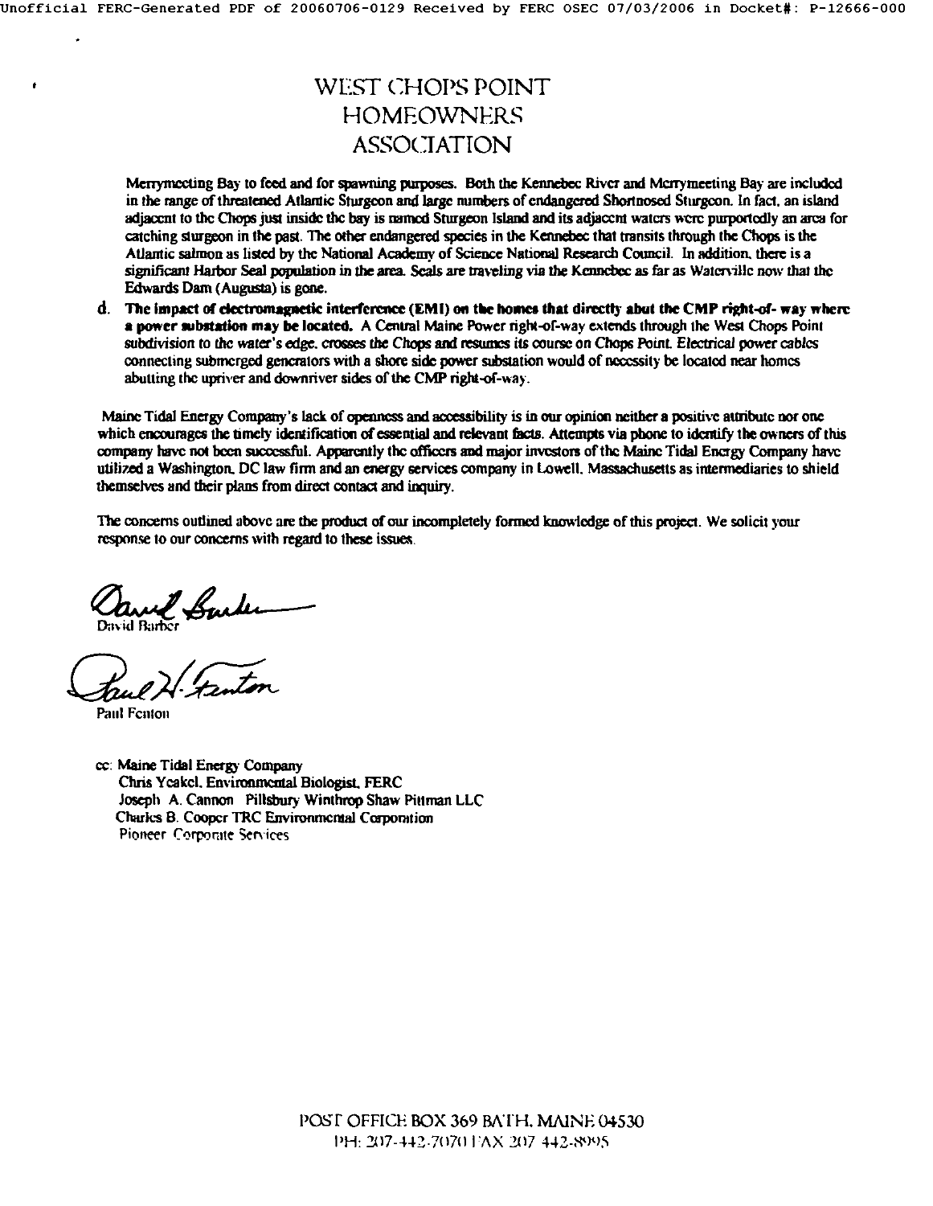# WEST CHOPS POINT HOMEOWNERS ASSOCIATION

Merrymeeting Bay to feed and for spawning purposes. Both the Kennebec River and Merrymeeting Bay are included in the range of threatened Atlantic Sturgeon and large numbers of endangered Shortnosed Sturgeon. In fact, an island adjacent to the Chops just inside the bay is named Sturgeon Island and its adjacent waters were purportedly an area for catching sturgeon in the past. The other endangered species in the Kennebec that transits through the Chops is the Atlantic salmon as listed by the National Academy of Science National Research Council. In addition, there is a significant Harbor Seal population in the area. Seals are traveling via the Kennebec as far as Waterville now that the Edwards Dam (Augusta) is gone.

d. **The impact of electromagnetic interference (EMI) on the homes that directly abut the CMP right-of- way where a power substation may be located.** A Central Maine Power right-of-way extends through the West Chops Point subdivision to the water's edge, crosses the Chops and resumes its course on Chops Point. Electrical power cables connecting submerged generators with a shore side power substation would of necessity be located near homes abutting the upriver and downriver sides of the CMP right-of-way.

Maine Tidal Energy Company's lack of openness and accessibility is in our opinion neither a positive attribute nor one which encourages the timely identification of essential and relevant facts. Attempts via phone to identify the owners of this company have not been successful. Apparently the officers and major investors of the Maine Tidal Energy Company have utilized a Washington, DC law firm and an energy services company in Lowell, Massachusetts as intermediaries to shield themselves and their plans from direct contact and inquiry.

The concerns outlined above are the product of our incompletely formed knowledge of this project. We solicit your response to our concerns with regard to these issues.

David Barber

Paul Fenton

cc: Maine Tidal Energy Company
Chris Yeakel, Environmental Biologist, FERC
Joseph A. Cannon Pillsbury Winthrop Shaw Pittman LLC
Charles B. Cooper TRC Environmental Corporation
Pioneer Corporate Services

POST OFFICE BOX 369 BATH, MAINE 04530
PH: 207-442-7070 FAX 207 442-8995